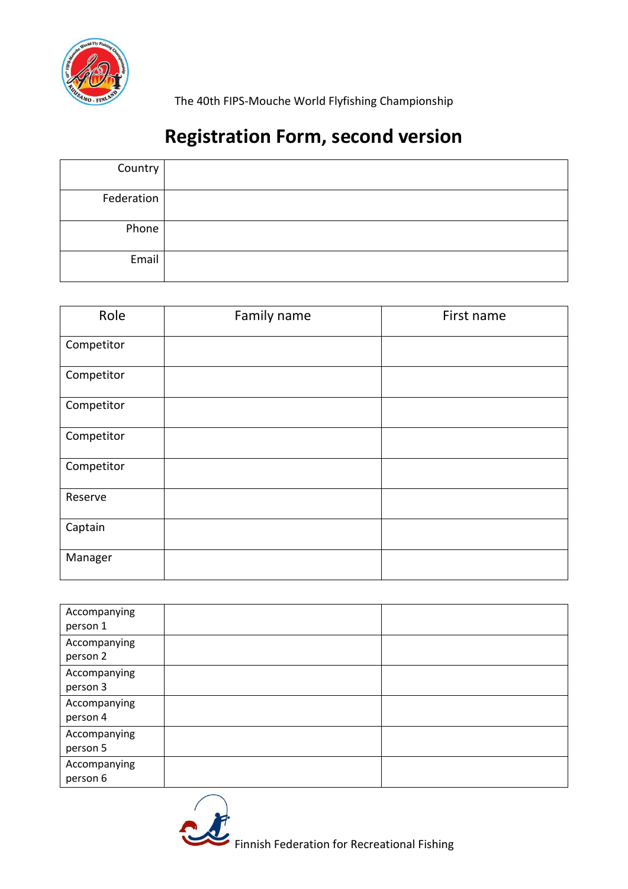The 40th FIPS-Mouche World Flyfishing Championship

# Registration Form, second version

| Country | |
|---|---|
| Federation | |
| Phone | |
| Email | |

| Role | Family name | First name |
|---|---|---|
| Competitor | | |
| Competitor | | |
| Competitor | | |
| Competitor | | |
| Competitor | | |
| Reserve | | |
| Captain | | |
| Manager | | |

| | | |
|---|---|---|
| Accompanying person 1 | | |
| Accompanying person 2 | | |
| Accompanying person 3 | | |
| Accompanying person 4 | | |
| Accompanying person 5 | | |
| Accompanying person 6 | | |

Finnish Federation for Recreational Fishing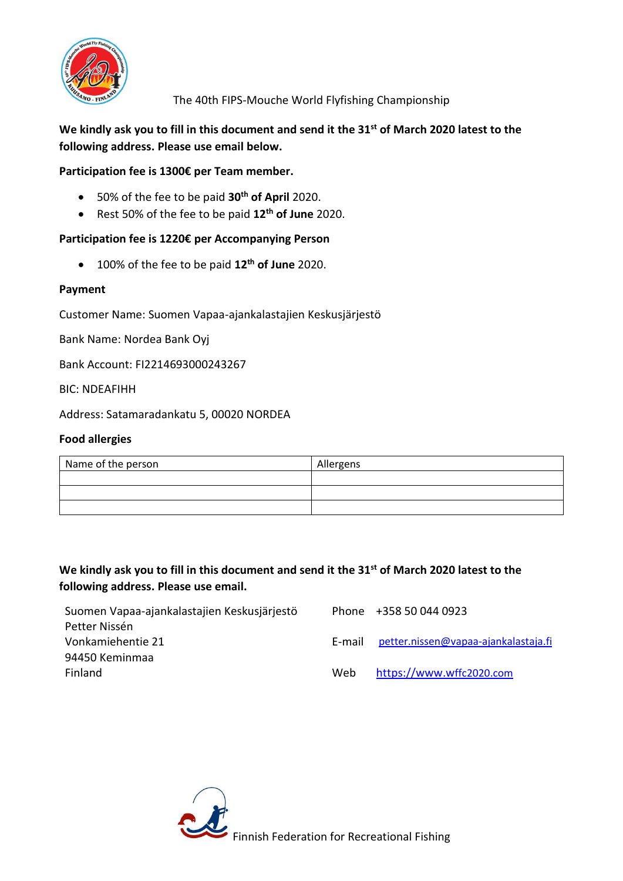The 40th FIPS-Mouche World Flyfishing Championship

**We kindly ask you to fill in this document and send it the 31st of March 2020 latest to the following address. Please use email below.**

**Participation fee is 1300€ per Team member.**

- 50% of the fee to be paid **30th of April** 2020.
- Rest 50% of the fee to be paid **12th of June** 2020.

**Participation fee is 1220€ per Accompanying Person**

- 100% of the fee to be paid **12th of June** 2020.

**Payment**

Customer Name: Suomen Vapaa-ajankalastajien Keskusjärjestö

Bank Name: Nordea Bank Oyj

Bank Account: FI2214693000243267

BIC: NDEAFIHH

Address: Satamaradankatu 5, 00020 NORDEA

**Food allergies**

| Name of the person | Allergens |
|---|---|
| | |
| | |
| | |

**We kindly ask you to fill in this document and send it the 31st of March 2020 latest to the following address. Please use email.**

Suomen Vapaa-ajankalastajien Keskusjärjestö
Petter Nissén
Vonkamiehentie 21
94450 Keminmaa
Finland

Phone +358 50 044 0923

E-mail petter.nissen@vapaa-ajankalastaja.fi

Web https://www.wffc2020.com

Finnish Federation for Recreational Fishing